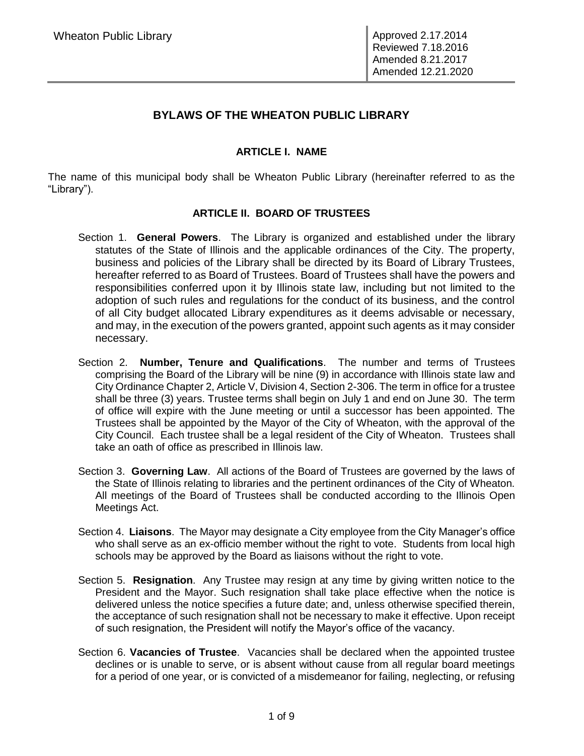Wheaton Public Library

Approved 2.17.2014
Reviewed 7.18.2016
Amended 8.21.2017
Amended 12.21.2020

# BYLAWS OF THE WHEATON PUBLIC LIBRARY

## ARTICLE I. NAME

The name of this municipal body shall be Wheaton Public Library (hereinafter referred to as the "Library").

## ARTICLE II. BOARD OF TRUSTEES

Section 1. **General Powers**. The Library is organized and established under the library statutes of the State of Illinois and the applicable ordinances of the City. The property, business and policies of the Library shall be directed by its Board of Library Trustees, hereafter referred to as Board of Trustees. Board of Trustees shall have the powers and responsibilities conferred upon it by Illinois state law, including but not limited to the adoption of such rules and regulations for the conduct of its business, and the control of all City budget allocated Library expenditures as it deems advisable or necessary, and may, in the execution of the powers granted, appoint such agents as it may consider necessary.

Section 2. **Number, Tenure and Qualifications**. The number and terms of Trustees comprising the Board of the Library will be nine (9) in accordance with Illinois state law and City Ordinance Chapter 2, Article V, Division 4, Section 2-306. The term in office for a trustee shall be three (3) years. Trustee terms shall begin on July 1 and end on June 30. The term of office will expire with the June meeting or until a successor has been appointed. The Trustees shall be appointed by the Mayor of the City of Wheaton, with the approval of the City Council. Each trustee shall be a legal resident of the City of Wheaton. Trustees shall take an oath of office as prescribed in Illinois law.

Section 3. **Governing Law**. All actions of the Board of Trustees are governed by the laws of the State of Illinois relating to libraries and the pertinent ordinances of the City of Wheaton. All meetings of the Board of Trustees shall be conducted according to the Illinois Open Meetings Act.

Section 4. **Liaisons**. The Mayor may designate a City employee from the City Manager's office who shall serve as an ex-officio member without the right to vote. Students from local high schools may be approved by the Board as liaisons without the right to vote.

Section 5. **Resignation**. Any Trustee may resign at any time by giving written notice to the President and the Mayor. Such resignation shall take place effective when the notice is delivered unless the notice specifies a future date; and, unless otherwise specified therein, the acceptance of such resignation shall not be necessary to make it effective. Upon receipt of such resignation, the President will notify the Mayor's office of the vacancy.

Section 6. **Vacancies of Trustee**. Vacancies shall be declared when the appointed trustee declines or is unable to serve, or is absent without cause from all regular board meetings for a period of one year, or is convicted of a misdemeanor for failing, neglecting, or refusing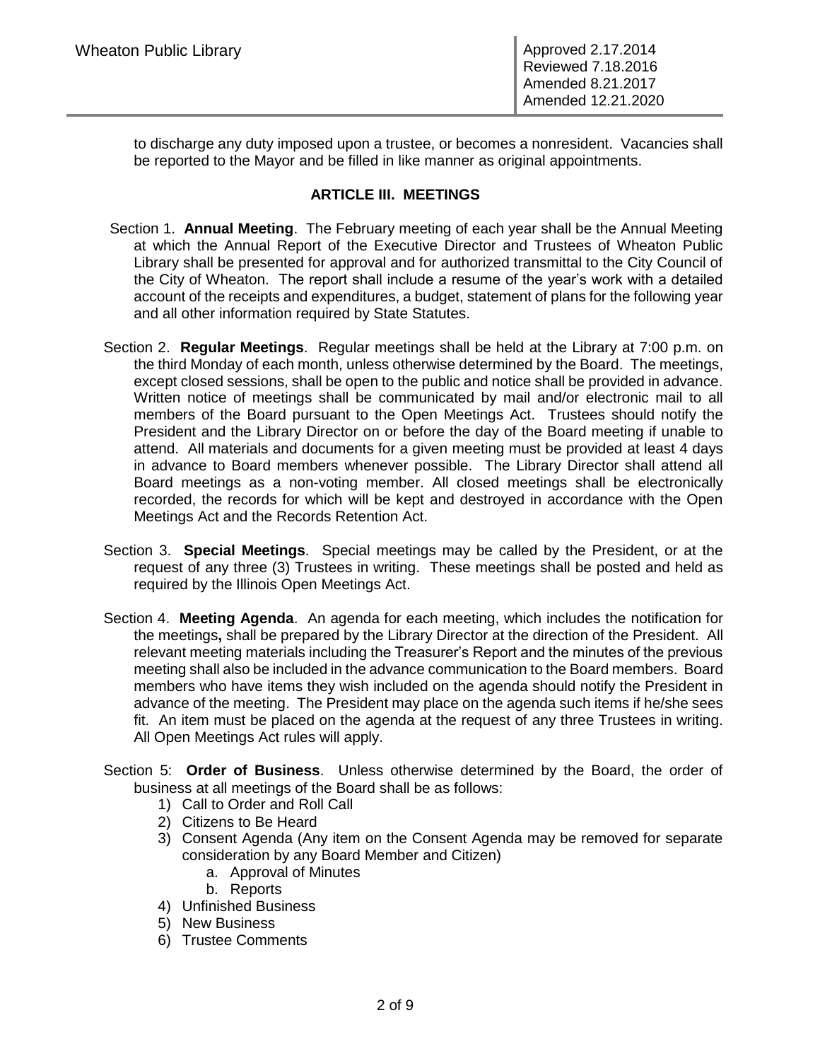to discharge any duty imposed upon a trustee, or becomes a nonresident. Vacancies shall be reported to the Mayor and be filled in like manner as original appointments.

## ARTICLE III. MEETINGS

Section 1. **Annual Meeting**. The February meeting of each year shall be the Annual Meeting at which the Annual Report of the Executive Director and Trustees of Wheaton Public Library shall be presented for approval and for authorized transmittal to the City Council of the City of Wheaton. The report shall include a resume of the year's work with a detailed account of the receipts and expenditures, a budget, statement of plans for the following year and all other information required by State Statutes.

Section 2. **Regular Meetings**. Regular meetings shall be held at the Library at 7:00 p.m. on the third Monday of each month, unless otherwise determined by the Board. The meetings, except closed sessions, shall be open to the public and notice shall be provided in advance. Written notice of meetings shall be communicated by mail and/or electronic mail to all members of the Board pursuant to the Open Meetings Act. Trustees should notify the President and the Library Director on or before the day of the Board meeting if unable to attend. All materials and documents for a given meeting must be provided at least 4 days in advance to Board members whenever possible. The Library Director shall attend all Board meetings as a non-voting member. All closed meetings shall be electronically recorded, the records for which will be kept and destroyed in accordance with the Open Meetings Act and the Records Retention Act.

Section 3. **Special Meetings**. Special meetings may be called by the President, or at the request of any three (3) Trustees in writing. These meetings shall be posted and held as required by the Illinois Open Meetings Act.

Section 4. **Meeting Agenda**. An agenda for each meeting, which includes the notification for the meetings**,** shall be prepared by the Library Director at the direction of the President. All relevant meeting materials including the Treasurer's Report and the minutes of the previous meeting shall also be included in the advance communication to the Board members. Board members who have items they wish included on the agenda should notify the President in advance of the meeting. The President may place on the agenda such items if he/she sees fit. An item must be placed on the agenda at the request of any three Trustees in writing. All Open Meetings Act rules will apply.

Section 5: **Order of Business**. Unless otherwise determined by the Board, the order of business at all meetings of the Board shall be as follows:

1) Call to Order and Roll Call
2) Citizens to Be Heard
3) Consent Agenda (Any item on the Consent Agenda may be removed for separate consideration by any Board Member and Citizen)
    a. Approval of Minutes
    b. Reports
4) Unfinished Business
5) New Business
6) Trustee Comments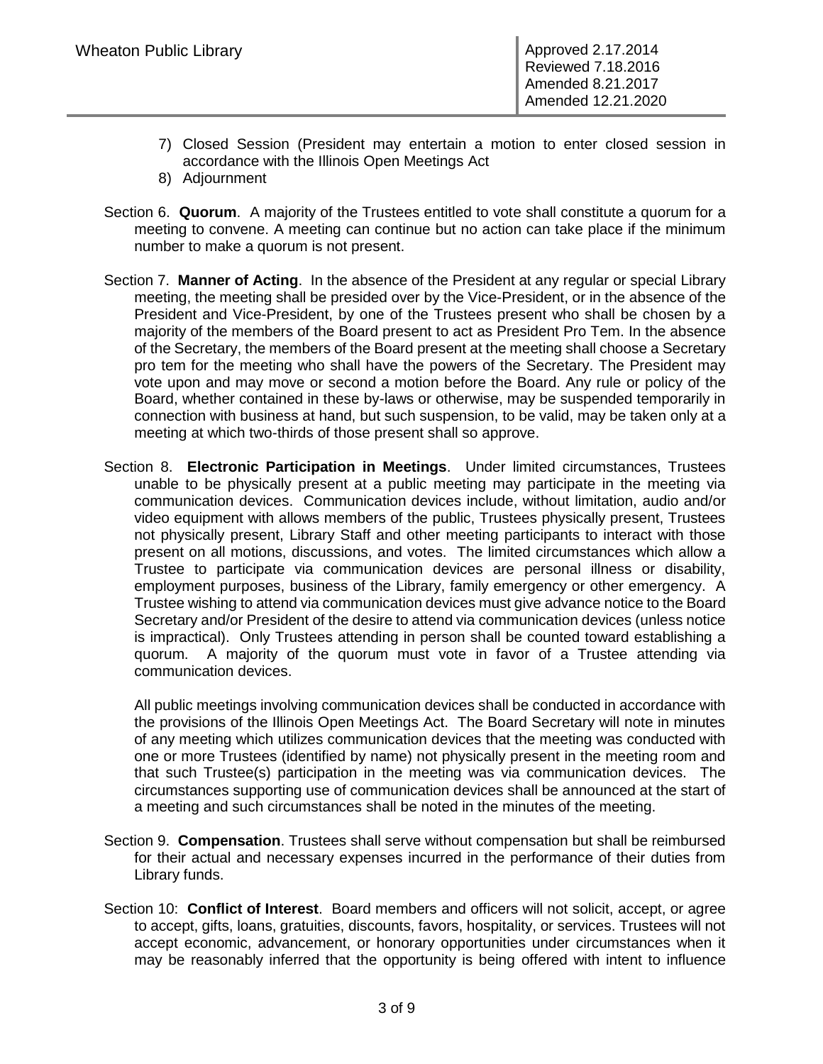7) Closed Session (President may entertain a motion to enter closed session in accordance with the Illinois Open Meetings Act
8) Adjournment

Section 6. **Quorum**. A majority of the Trustees entitled to vote shall constitute a quorum for a meeting to convene. A meeting can continue but no action can take place if the minimum number to make a quorum is not present.

Section 7. **Manner of Acting**. In the absence of the President at any regular or special Library meeting, the meeting shall be presided over by the Vice-President, or in the absence of the President and Vice-President, by one of the Trustees present who shall be chosen by a majority of the members of the Board present to act as President Pro Tem. In the absence of the Secretary, the members of the Board present at the meeting shall choose a Secretary pro tem for the meeting who shall have the powers of the Secretary. The President may vote upon and may move or second a motion before the Board. Any rule or policy of the Board, whether contained in these by-laws or otherwise, may be suspended temporarily in connection with business at hand, but such suspension, to be valid, may be taken only at a meeting at which two-thirds of those present shall so approve.

Section 8. **Electronic Participation in Meetings**. Under limited circumstances, Trustees unable to be physically present at a public meeting may participate in the meeting via communication devices. Communication devices include, without limitation, audio and/or video equipment with allows members of the public, Trustees physically present, Trustees not physically present, Library Staff and other meeting participants to interact with those present on all motions, discussions, and votes. The limited circumstances which allow a Trustee to participate via communication devices are personal illness or disability, employment purposes, business of the Library, family emergency or other emergency. A Trustee wishing to attend via communication devices must give advance notice to the Board Secretary and/or President of the desire to attend via communication devices (unless notice is impractical). Only Trustees attending in person shall be counted toward establishing a quorum. A majority of the quorum must vote in favor of a Trustee attending via communication devices.

All public meetings involving communication devices shall be conducted in accordance with the provisions of the Illinois Open Meetings Act. The Board Secretary will note in minutes of any meeting which utilizes communication devices that the meeting was conducted with one or more Trustees (identified by name) not physically present in the meeting room and that such Trustee(s) participation in the meeting was via communication devices. The circumstances supporting use of communication devices shall be announced at the start of a meeting and such circumstances shall be noted in the minutes of the meeting.

Section 9. **Compensation**. Trustees shall serve without compensation but shall be reimbursed for their actual and necessary expenses incurred in the performance of their duties from Library funds.

Section 10: **Conflict of Interest**. Board members and officers will not solicit, accept, or agree to accept, gifts, loans, gratuities, discounts, favors, hospitality, or services. Trustees will not accept economic, advancement, or honorary opportunities under circumstances when it may be reasonably inferred that the opportunity is being offered with intent to influence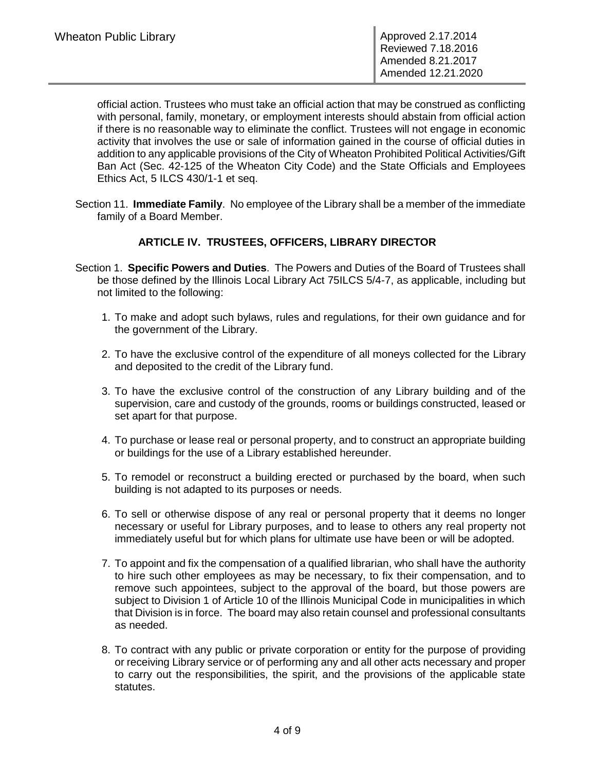official action. Trustees who must take an official action that may be construed as conflicting with personal, family, monetary, or employment interests should abstain from official action if there is no reasonable way to eliminate the conflict. Trustees will not engage in economic activity that involves the use or sale of information gained in the course of official duties in addition to any applicable provisions of the City of Wheaton Prohibited Political Activities/Gift Ban Act (Sec. 42-125 of the Wheaton City Code) and the State Officials and Employees Ethics Act, 5 ILCS 430/1-1 et seq.

Section 11. **Immediate Family**. No employee of the Library shall be a member of the immediate family of a Board Member.

## ARTICLE IV. TRUSTEES, OFFICERS, LIBRARY DIRECTOR

Section 1. **Specific Powers and Duties**. The Powers and Duties of the Board of Trustees shall be those defined by the Illinois Local Library Act 75ILCS 5/4-7, as applicable, including but not limited to the following:

1. To make and adopt such bylaws, rules and regulations, for their own guidance and for the government of the Library.
2. To have the exclusive control of the expenditure of all moneys collected for the Library and deposited to the credit of the Library fund.
3. To have the exclusive control of the construction of any Library building and of the supervision, care and custody of the grounds, rooms or buildings constructed, leased or set apart for that purpose.
4. To purchase or lease real or personal property, and to construct an appropriate building or buildings for the use of a Library established hereunder.
5. To remodel or reconstruct a building erected or purchased by the board, when such building is not adapted to its purposes or needs.
6. To sell or otherwise dispose of any real or personal property that it deems no longer necessary or useful for Library purposes, and to lease to others any real property not immediately useful but for which plans for ultimate use have been or will be adopted.
7. To appoint and fix the compensation of a qualified librarian, who shall have the authority to hire such other employees as may be necessary, to fix their compensation, and to remove such appointees, subject to the approval of the board, but those powers are subject to Division 1 of Article 10 of the Illinois Municipal Code in municipalities in which that Division is in force. The board may also retain counsel and professional consultants as needed.
8. To contract with any public or private corporation or entity for the purpose of providing or receiving Library service or of performing any and all other acts necessary and proper to carry out the responsibilities, the spirit, and the provisions of the applicable state statutes.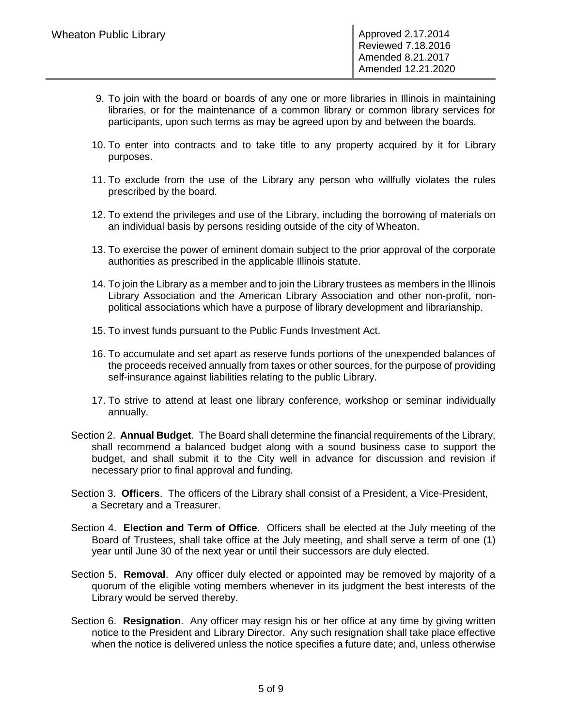9. To join with the board or boards of any one or more libraries in Illinois in maintaining libraries, or for the maintenance of a common library or common library services for participants, upon such terms as may be agreed upon by and between the boards.

10. To enter into contracts and to take title to any property acquired by it for Library purposes.

11. To exclude from the use of the Library any person who willfully violates the rules prescribed by the board.

12. To extend the privileges and use of the Library, including the borrowing of materials on an individual basis by persons residing outside of the city of Wheaton.

13. To exercise the power of eminent domain subject to the prior approval of the corporate authorities as prescribed in the applicable Illinois statute.

14. To join the Library as a member and to join the Library trustees as members in the Illinois Library Association and the American Library Association and other non-profit, non-political associations which have a purpose of library development and librarianship.

15. To invest funds pursuant to the Public Funds Investment Act.

16. To accumulate and set apart as reserve funds portions of the unexpended balances of the proceeds received annually from taxes or other sources, for the purpose of providing self-insurance against liabilities relating to the public Library.

17. To strive to attend at least one library conference, workshop or seminar individually annually.

Section 2. **Annual Budget**. The Board shall determine the financial requirements of the Library, shall recommend a balanced budget along with a sound business case to support the budget, and shall submit it to the City well in advance for discussion and revision if necessary prior to final approval and funding.

Section 3. **Officers**. The officers of the Library shall consist of a President, a Vice-President, a Secretary and a Treasurer.

Section 4. **Election and Term of Office**. Officers shall be elected at the July meeting of the Board of Trustees, shall take office at the July meeting, and shall serve a term of one (1) year until June 30 of the next year or until their successors are duly elected.

Section 5. **Removal**. Any officer duly elected or appointed may be removed by majority of a quorum of the eligible voting members whenever in its judgment the best interests of the Library would be served thereby.

Section 6. **Resignation**. Any officer may resign his or her office at any time by giving written notice to the President and Library Director. Any such resignation shall take place effective when the notice is delivered unless the notice specifies a future date; and, unless otherwise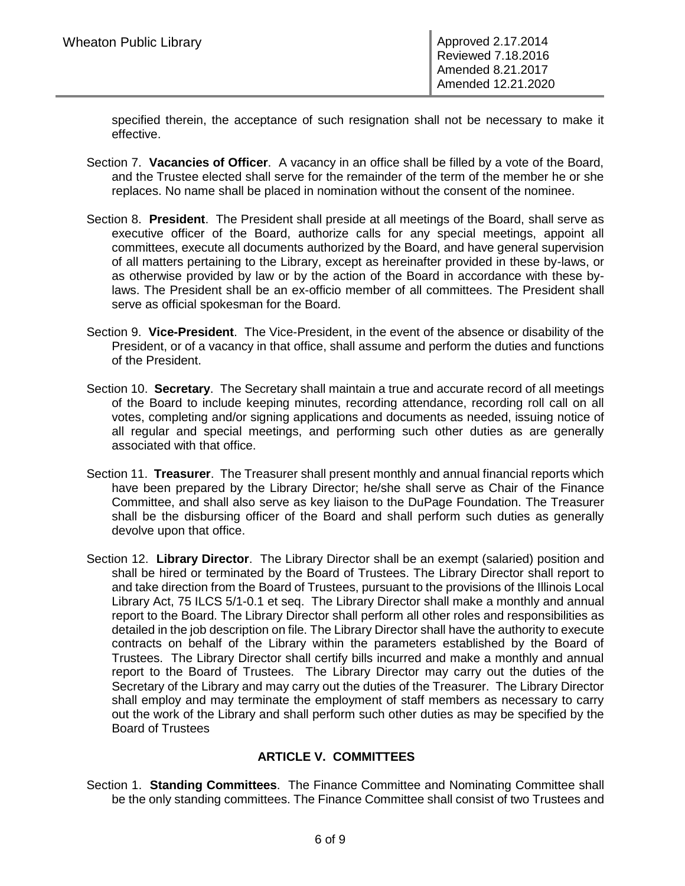specified therein, the acceptance of such resignation shall not be necessary to make it effective.

Section 7. **Vacancies of Officer**. A vacancy in an office shall be filled by a vote of the Board, and the Trustee elected shall serve for the remainder of the term of the member he or she replaces. No name shall be placed in nomination without the consent of the nominee.

Section 8. **President**. The President shall preside at all meetings of the Board, shall serve as executive officer of the Board, authorize calls for any special meetings, appoint all committees, execute all documents authorized by the Board, and have general supervision of all matters pertaining to the Library, except as hereinafter provided in these by-laws, or as otherwise provided by law or by the action of the Board in accordance with these by-laws. The President shall be an ex-officio member of all committees. The President shall serve as official spokesman for the Board.

Section 9. **Vice-President**. The Vice-President, in the event of the absence or disability of the President, or of a vacancy in that office, shall assume and perform the duties and functions of the President.

Section 10. **Secretary**. The Secretary shall maintain a true and accurate record of all meetings of the Board to include keeping minutes, recording attendance, recording roll call on all votes, completing and/or signing applications and documents as needed, issuing notice of all regular and special meetings, and performing such other duties as are generally associated with that office.

Section 11. **Treasurer**. The Treasurer shall present monthly and annual financial reports which have been prepared by the Library Director; he/she shall serve as Chair of the Finance Committee, and shall also serve as key liaison to the DuPage Foundation. The Treasurer shall be the disbursing officer of the Board and shall perform such duties as generally devolve upon that office.

Section 12. **Library Director**. The Library Director shall be an exempt (salaried) position and shall be hired or terminated by the Board of Trustees. The Library Director shall report to and take direction from the Board of Trustees, pursuant to the provisions of the Illinois Local Library Act, 75 ILCS 5/1-0.1 et seq. The Library Director shall make a monthly and annual report to the Board. The Library Director shall perform all other roles and responsibilities as detailed in the job description on file. The Library Director shall have the authority to execute contracts on behalf of the Library within the parameters established by the Board of Trustees. The Library Director shall certify bills incurred and make a monthly and annual report to the Board of Trustees. The Library Director may carry out the duties of the Secretary of the Library and may carry out the duties of the Treasurer. The Library Director shall employ and may terminate the employment of staff members as necessary to carry out the work of the Library and shall perform such other duties as may be specified by the Board of Trustees

## ARTICLE V. COMMITTEES

Section 1. **Standing Committees**. The Finance Committee and Nominating Committee shall be the only standing committees. The Finance Committee shall consist of two Trustees and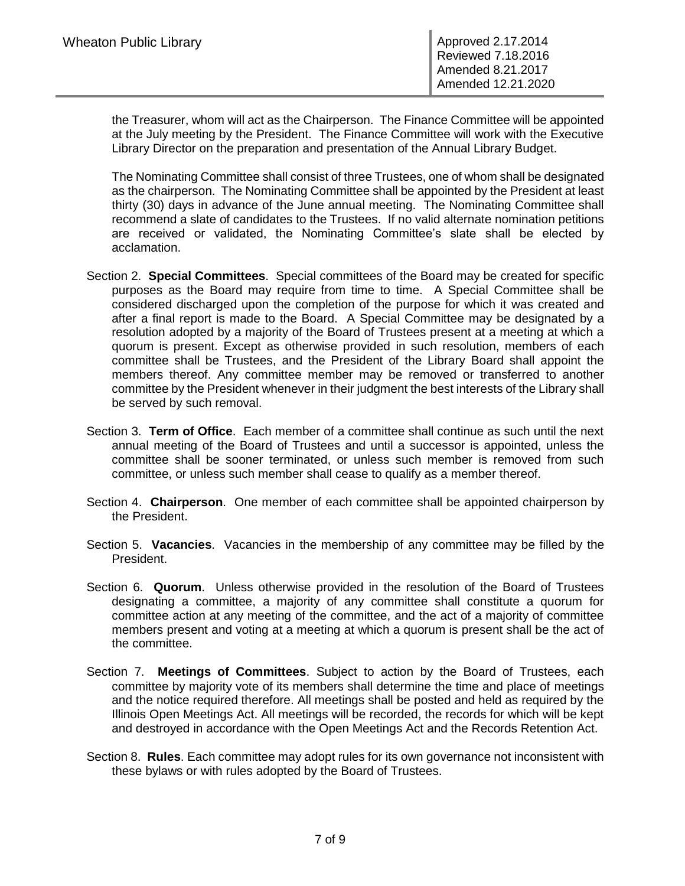the Treasurer, whom will act as the Chairperson. The Finance Committee will be appointed at the July meeting by the President. The Finance Committee will work with the Executive Library Director on the preparation and presentation of the Annual Library Budget.

The Nominating Committee shall consist of three Trustees, one of whom shall be designated as the chairperson. The Nominating Committee shall be appointed by the President at least thirty (30) days in advance of the June annual meeting. The Nominating Committee shall recommend a slate of candidates to the Trustees. If no valid alternate nomination petitions are received or validated, the Nominating Committee's slate shall be elected by acclamation.

Section 2. **Special Committees**. Special committees of the Board may be created for specific purposes as the Board may require from time to time. A Special Committee shall be considered discharged upon the completion of the purpose for which it was created and after a final report is made to the Board. A Special Committee may be designated by a resolution adopted by a majority of the Board of Trustees present at a meeting at which a quorum is present. Except as otherwise provided in such resolution, members of each committee shall be Trustees, and the President of the Library Board shall appoint the members thereof. Any committee member may be removed or transferred to another committee by the President whenever in their judgment the best interests of the Library shall be served by such removal.

Section 3. **Term of Office**. Each member of a committee shall continue as such until the next annual meeting of the Board of Trustees and until a successor is appointed, unless the committee shall be sooner terminated, or unless such member is removed from such committee, or unless such member shall cease to qualify as a member thereof.

Section 4. **Chairperson**. One member of each committee shall be appointed chairperson by the President.

Section 5. **Vacancies**. Vacancies in the membership of any committee may be filled by the President.

Section 6. **Quorum**. Unless otherwise provided in the resolution of the Board of Trustees designating a committee, a majority of any committee shall constitute a quorum for committee action at any meeting of the committee, and the act of a majority of committee members present and voting at a meeting at which a quorum is present shall be the act of the committee.

Section 7. **Meetings of Committees**. Subject to action by the Board of Trustees, each committee by majority vote of its members shall determine the time and place of meetings and the notice required therefore. All meetings shall be posted and held as required by the Illinois Open Meetings Act. All meetings will be recorded, the records for which will be kept and destroyed in accordance with the Open Meetings Act and the Records Retention Act.

Section 8. **Rules**. Each committee may adopt rules for its own governance not inconsistent with these bylaws or with rules adopted by the Board of Trustees.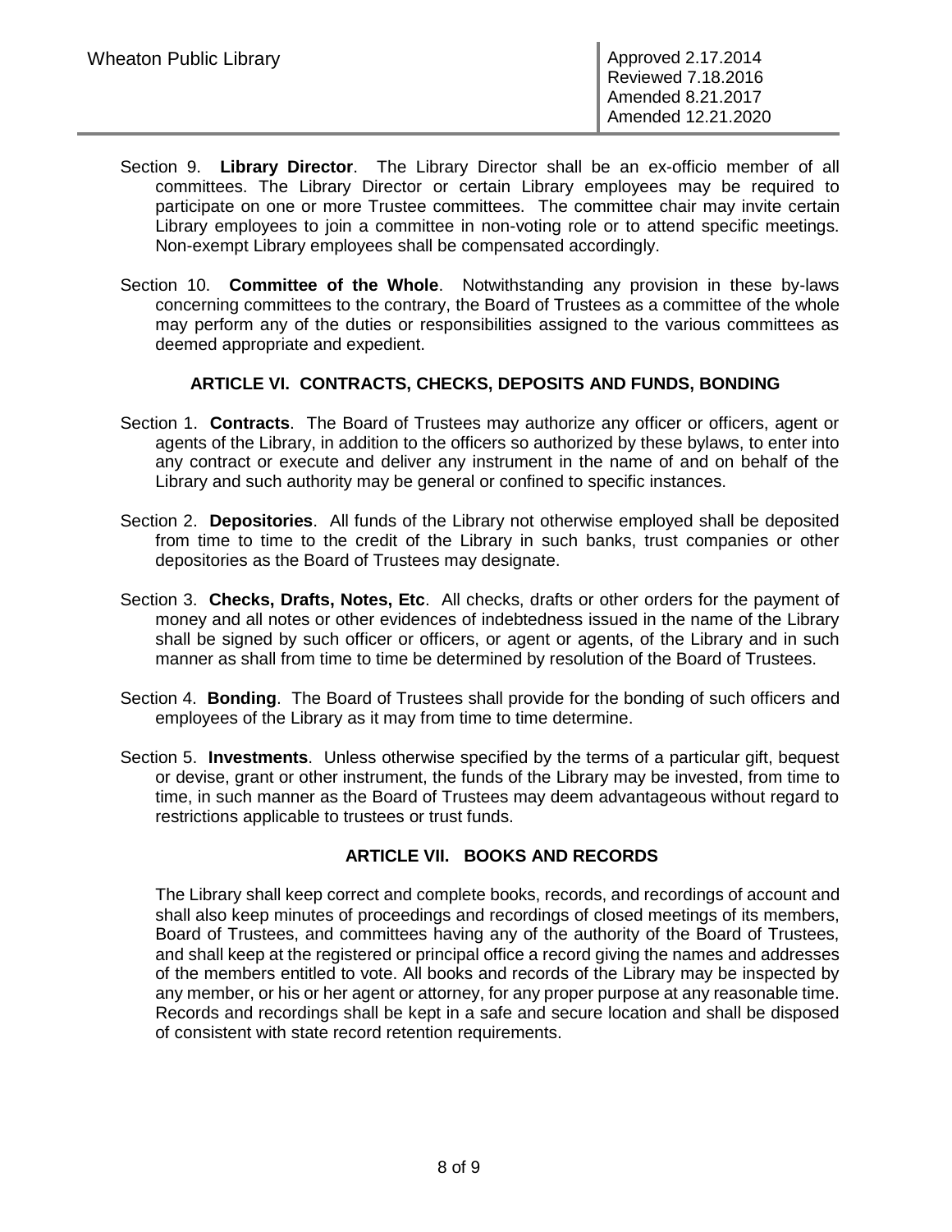Section 9. **Library Director**. The Library Director shall be an ex-officio member of all committees. The Library Director or certain Library employees may be required to participate on one or more Trustee committees. The committee chair may invite certain Library employees to join a committee in non-voting role or to attend specific meetings. Non-exempt Library employees shall be compensated accordingly.

Section 10. **Committee of the Whole**. Notwithstanding any provision in these by-laws concerning committees to the contrary, the Board of Trustees as a committee of the whole may perform any of the duties or responsibilities assigned to the various committees as deemed appropriate and expedient.

## ARTICLE VI. CONTRACTS, CHECKS, DEPOSITS AND FUNDS, BONDING

Section 1. **Contracts**. The Board of Trustees may authorize any officer or officers, agent or agents of the Library, in addition to the officers so authorized by these bylaws, to enter into any contract or execute and deliver any instrument in the name of and on behalf of the Library and such authority may be general or confined to specific instances.

Section 2. **Depositories**. All funds of the Library not otherwise employed shall be deposited from time to time to the credit of the Library in such banks, trust companies or other depositories as the Board of Trustees may designate.

Section 3. **Checks, Drafts, Notes, Etc**. All checks, drafts or other orders for the payment of money and all notes or other evidences of indebtedness issued in the name of the Library shall be signed by such officer or officers, or agent or agents, of the Library and in such manner as shall from time to time be determined by resolution of the Board of Trustees.

Section 4. **Bonding**. The Board of Trustees shall provide for the bonding of such officers and employees of the Library as it may from time to time determine.

Section 5. **Investments**. Unless otherwise specified by the terms of a particular gift, bequest or devise, grant or other instrument, the funds of the Library may be invested, from time to time, in such manner as the Board of Trustees may deem advantageous without regard to restrictions applicable to trustees or trust funds.

## ARTICLE VII. BOOKS AND RECORDS

The Library shall keep correct and complete books, records, and recordings of account and shall also keep minutes of proceedings and recordings of closed meetings of its members, Board of Trustees, and committees having any of the authority of the Board of Trustees, and shall keep at the registered or principal office a record giving the names and addresses of the members entitled to vote. All books and records of the Library may be inspected by any member, or his or her agent or attorney, for any proper purpose at any reasonable time. Records and recordings shall be kept in a safe and secure location and shall be disposed of consistent with state record retention requirements.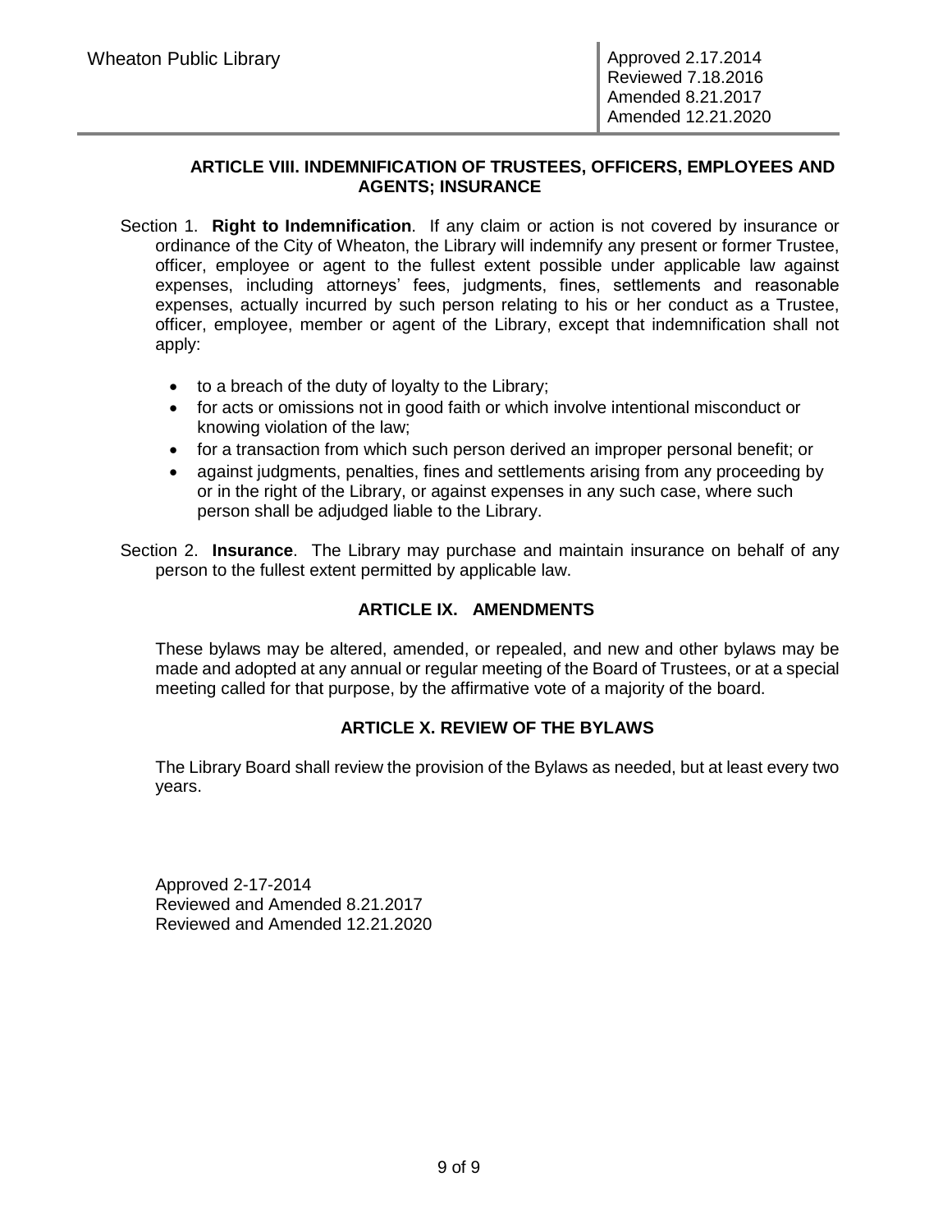## ARTICLE VIII. INDEMNIFICATION OF TRUSTEES, OFFICERS, EMPLOYEES AND AGENTS; INSURANCE

Section 1. **Right to Indemnification**. If any claim or action is not covered by insurance or ordinance of the City of Wheaton, the Library will indemnify any present or former Trustee, officer, employee or agent to the fullest extent possible under applicable law against expenses, including attorneys' fees, judgments, fines, settlements and reasonable expenses, actually incurred by such person relating to his or her conduct as a Trustee, officer, employee, member or agent of the Library, except that indemnification shall not apply:

- to a breach of the duty of loyalty to the Library;
- for acts or omissions not in good faith or which involve intentional misconduct or knowing violation of the law;
- for a transaction from which such person derived an improper personal benefit; or
- against judgments, penalties, fines and settlements arising from any proceeding by or in the right of the Library, or against expenses in any such case, where such person shall be adjudged liable to the Library.

Section 2. **Insurance**. The Library may purchase and maintain insurance on behalf of any person to the fullest extent permitted by applicable law.

## ARTICLE IX. AMENDMENTS

These bylaws may be altered, amended, or repealed, and new and other bylaws may be made and adopted at any annual or regular meeting of the Board of Trustees, or at a special meeting called for that purpose, by the affirmative vote of a majority of the board.

## ARTICLE X. REVIEW OF THE BYLAWS

The Library Board shall review the provision of the Bylaws as needed, but at least every two years.

Approved 2-17-2014
Reviewed and Amended 8.21.2017
Reviewed and Amended 12.21.2020